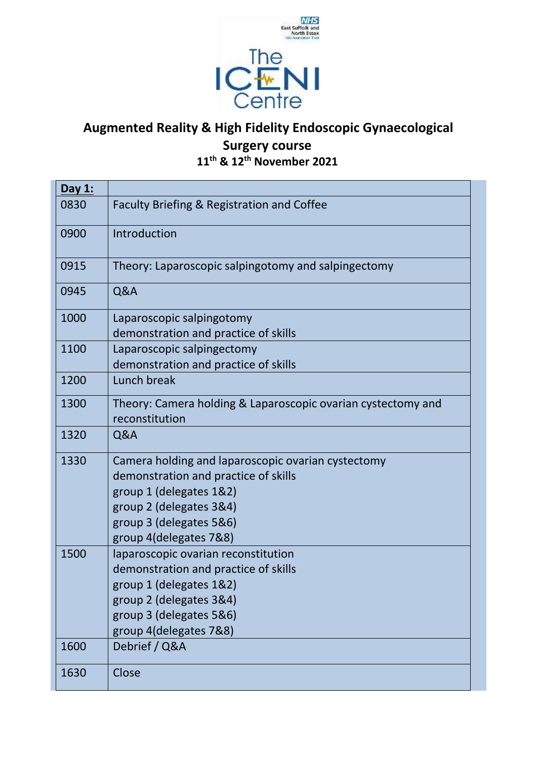# Augmented Reality & High Fidelity Endoscopic Gynaecological Surgery course

**11th & 12th November 2021**

| **Day 1:** | |
|---|---|
| 0830 | Faculty Briefing & Registration and Coffee |
| 0900 | Introduction |
| 0915 | Theory: Laparoscopic salpingotomy and salpingectomy |
| 0945 | Q&A |
| 1000 | Laparoscopic salpingotomy<br>demonstration and practice of skills |
| 1100 | Laparoscopic salpingectomy<br>demonstration and practice of skills |
| 1200 | Lunch break |
| 1300 | Theory: Camera holding & Laparoscopic ovarian cystectomy and reconstitution |
| 1320 | Q&A |
| 1330 | Camera holding and laparoscopic ovarian cystectomy<br>demonstration and practice of skills<br>group 1 (delegates 1&2)<br>group 2 (delegates 3&4)<br>group 3 (delegates 5&6)<br>group 4(delegates 7&8) |
| 1500 | laparoscopic ovarian reconstitution<br>demonstration and practice of skills<br>group 1 (delegates 1&2)<br>group 2 (delegates 3&4)<br>group 3 (delegates 5&6)<br>group 4(delegates 7&8) |
| 1600 | Debrief / Q&A |
| 1630 | Close |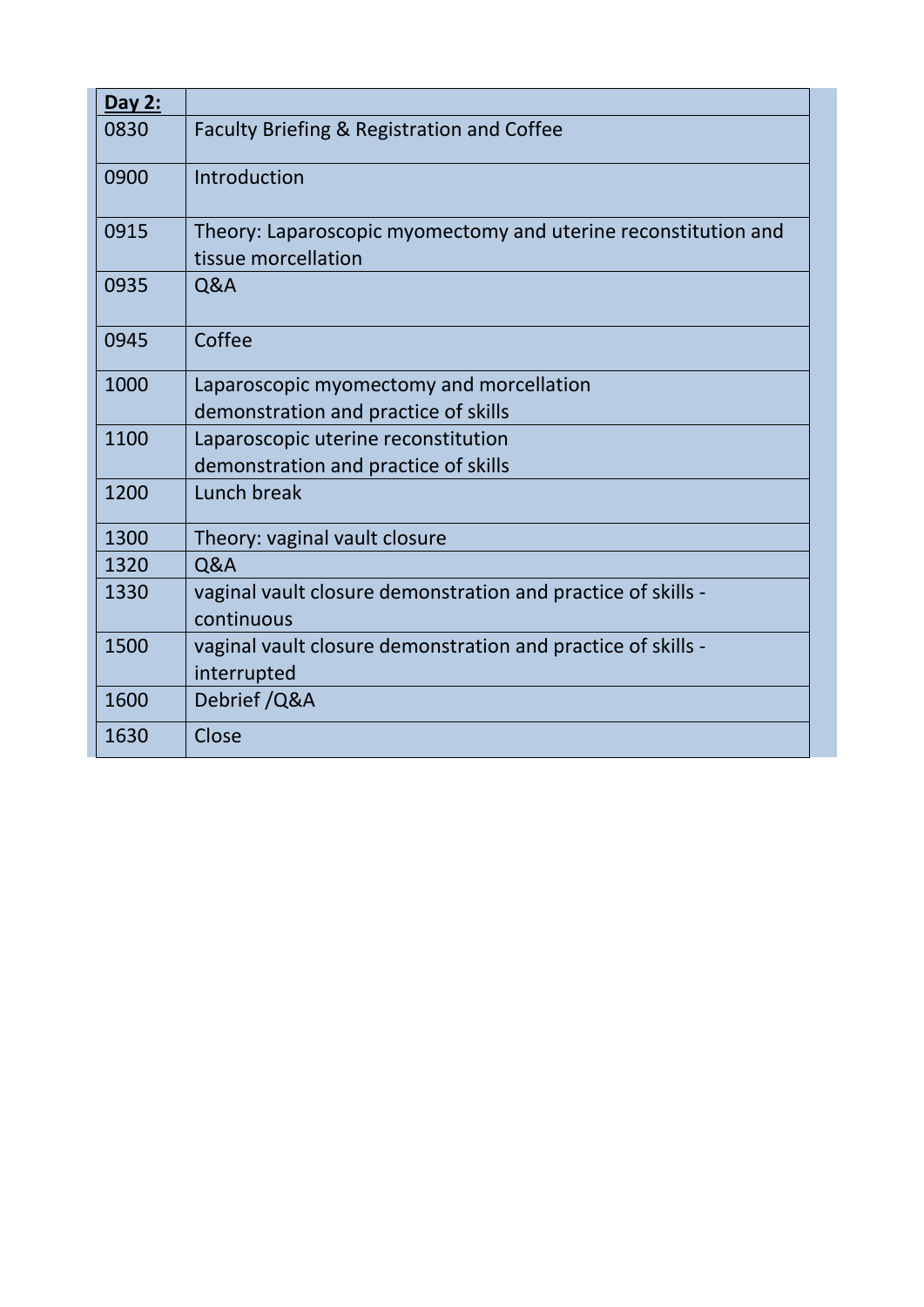| **Day 2:** | |
|---|---|
| 0830 | Faculty Briefing & Registration and Coffee |
| 0900 | Introduction |
| 0915 | Theory: Laparoscopic myomectomy and uterine reconstitution and tissue morcellation |
| 0935 | Q&A |
| 0945 | Coffee |
| 1000 | Laparoscopic myomectomy and morcellation demonstration and practice of skills |
| 1100 | Laparoscopic uterine reconstitution demonstration and practice of skills |
| 1200 | Lunch break |
| 1300 | Theory: vaginal vault closure |
| 1320 | Q&A |
| 1330 | vaginal vault closure demonstration and practice of skills - continuous |
| 1500 | vaginal vault closure demonstration and practice of skills - interrupted |
| 1600 | Debrief /Q&A |
| 1630 | Close |